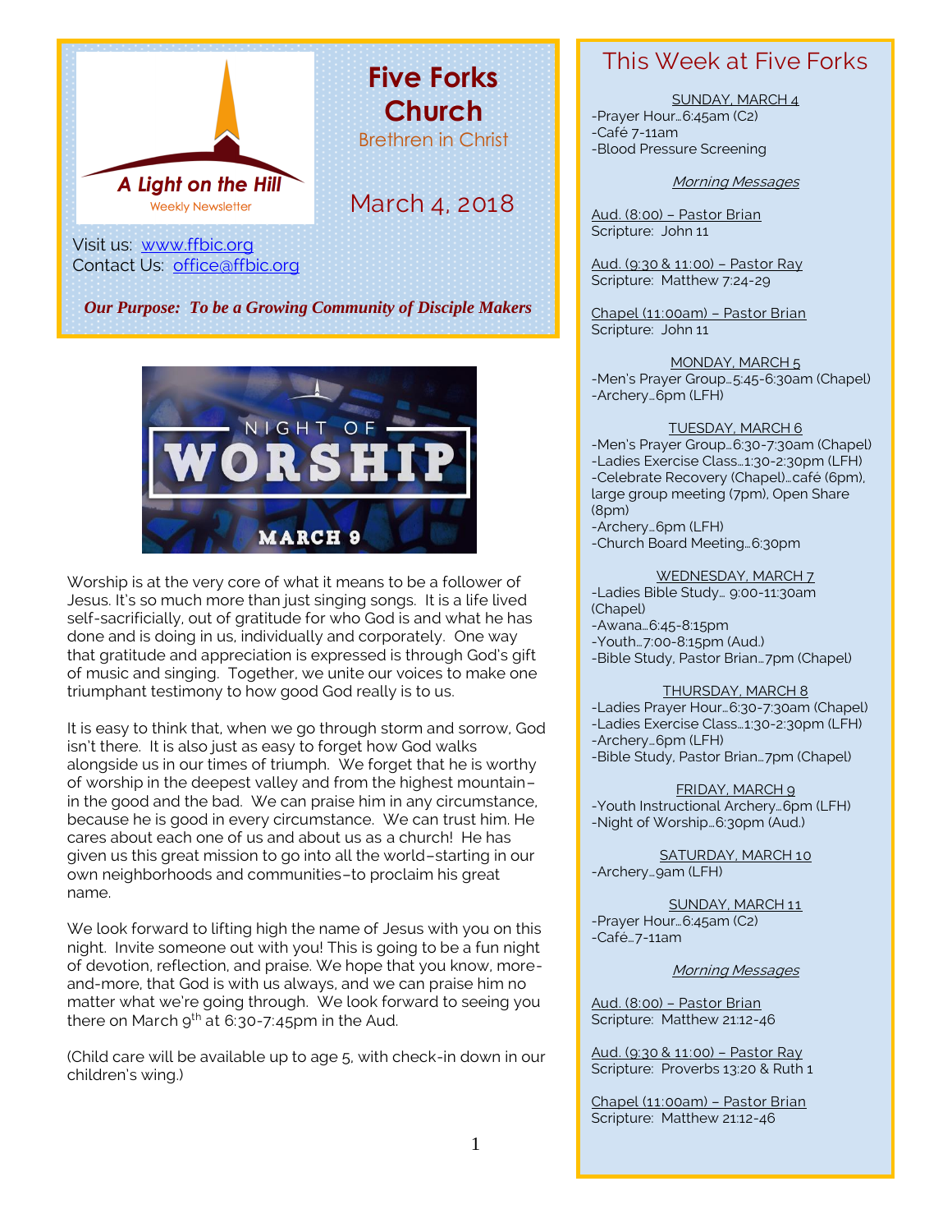# Five Forks Church

Brethren in Christ

A Light on the Hill
Weekly Newsletter

March 4, 2018

Visit us: [www.ffbic.org](http://www.ffbic.org)
Contact Us: [office@ffbic.org](mailto:office@ffbic.org)

***Our Purpose: To be a Growing Community of Disciple Makers***

NIGHT OF WORSHIP
MARCH 9

Worship is at the very core of what it means to be a follower of Jesus. It's so much more than just singing songs. It is a life lived self-sacrificially, out of gratitude for who God is and what he has done and is doing in us, individually and corporately. One way that gratitude and appreciation is expressed is through God's gift of music and singing. Together, we unite our voices to make one triumphant testimony to how good God really is to us.

It is easy to think that, when we go through storm and sorrow, God isn't there. It is also just as easy to forget how God walks alongside us in our times of triumph. We forget that he is worthy of worship in the deepest valley and from the highest mountain–in the good and the bad. We can praise him in any circumstance, because he is good in every circumstance. We can trust him. He cares about each one of us and about us as a church! He has given us this great mission to go into all the world–starting in our own neighborhoods and communities–to proclaim his great name.

We look forward to lifting high the name of Jesus with you on this night. Invite someone out with you! This is going to be a fun night of devotion, reflection, and praise. We hope that you know, more-and-more, that God is with us always, and we can praise him no matter what we're going through. We look forward to seeing you there on March 9th at 6:30-7:45pm in the Aud.

(Child care will be available up to age 5, with check-in down in our children's wing.)

## This Week at Five Forks

SUNDAY, MARCH 4
-Prayer Hour…6:45am (C2)
-Café 7-11am
-Blood Pressure Screening

*Morning Messages*

Aud. (8:00) – Pastor Brian
Scripture: John 11

Aud. (9:30 & 11:00) – Pastor Ray
Scripture: Matthew 7:24-29

Chapel (11:00am) – Pastor Brian
Scripture: John 11

MONDAY, MARCH 5
-Men's Prayer Group…5:45-6:30am (Chapel)
-Archery…6pm (LFH)

TUESDAY, MARCH 6
-Men's Prayer Group…6:30-7:30am (Chapel)
-Ladies Exercise Class…1:30-2:30pm (LFH)
-Celebrate Recovery (Chapel)…café (6pm), large group meeting (7pm), Open Share (8pm)
-Archery…6pm (LFH)
-Church Board Meeting…6:30pm

WEDNESDAY, MARCH 7
-Ladies Bible Study… 9:00-11:30am (Chapel)
-Awana…6:45-8:15pm
-Youth…7:00-8:15pm (Aud.)
-Bible Study, Pastor Brian…7pm (Chapel)

THURSDAY, MARCH 8
-Ladies Prayer Hour…6:30-7:30am (Chapel)
-Ladies Exercise Class…1:30-2:30pm (LFH)
-Archery…6pm (LFH)
-Bible Study, Pastor Brian…7pm (Chapel)

FRIDAY, MARCH 9
-Youth Instructional Archery…6pm (LFH)
-Night of Worship…6:30pm (Aud.)

SATURDAY, MARCH 10
-Archery…9am (LFH)

SUNDAY, MARCH 11
-Prayer Hour…6:45am (C2)
-Café…7-11am

*Morning Messages*

Aud. (8:00) – Pastor Brian
Scripture: Matthew 21:12-46

Aud. (9:30 & 11:00) – Pastor Ray
Scripture: Proverbs 13:20 & Ruth 1

Chapel (11:00am) – Pastor Brian
Scripture: Matthew 21:12-46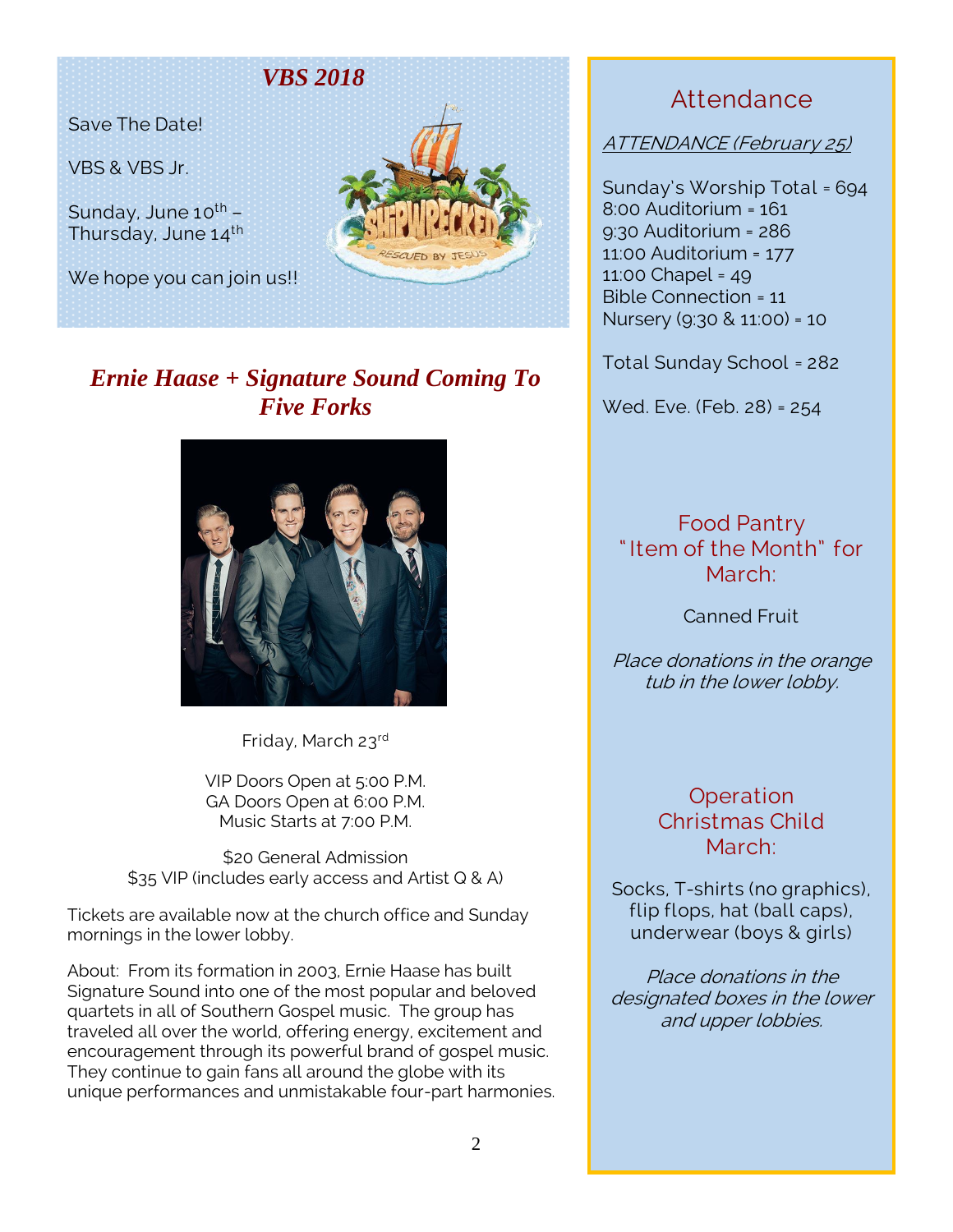## *VBS 2018*

Save The Date!

VBS & VBS Jr.

Sunday, June 10th – Thursday, June 14th

We hope you can join us!!

## *Ernie Haase + Signature Sound Coming To Five Forks*

Friday, March 23rd

VIP Doors Open at 5:00 P.M.
GA Doors Open at 6:00 P.M.
Music Starts at 7:00 P.M.

$20 General Admission
$35 VIP (includes early access and Artist Q & A)

Tickets are available now at the church office and Sunday mornings in the lower lobby.

About: From its formation in 2003, Ernie Haase has built Signature Sound into one of the most popular and beloved quartets in all of Southern Gospel music. The group has traveled all over the world, offering energy, excitement and encouragement through its powerful brand of gospel music. They continue to gain fans all around the globe with its unique performances and unmistakable four-part harmonies.

## Attendance

*ATTENDANCE (February 25)*

Sunday's Worship Total = 694
8:00 Auditorium = 161
9:30 Auditorium = 286
11:00 Auditorium = 177
11:00 Chapel = 49
Bible Connection = 11
Nursery (9:30 & 11:00) = 10

Total Sunday School = 282

Wed. Eve. (Feb. 28) = 254

## Food Pantry "Item of the Month" for March:

Canned Fruit

*Place donations in the orange tub in the lower lobby.*

## Operation Christmas Child March:

Socks, T-shirts (no graphics), flip flops, hat (ball caps), underwear (boys & girls)

*Place donations in the designated boxes in the lower and upper lobbies.*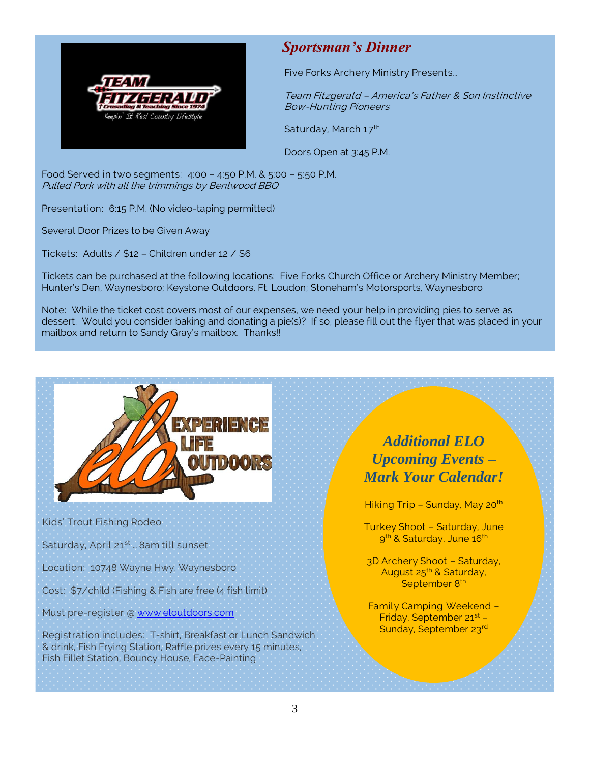## *Sportsman's Dinner*

Five Forks Archery Ministry Presents…

*Team Fitzgerald – America's Father & Son Instinctive Bow-Hunting Pioneers*

Saturday, March 17th

Doors Open at 3:45 P.M.

Food Served in two segments: 4:00 – 4:50 P.M. & 5:00 – 5:50 P.M.
*Pulled Pork with all the trimmings by Bentwood BBQ*

Presentation: 6:15 P.M. (No video-taping permitted)

Several Door Prizes to be Given Away

Tickets: Adults / $12 – Children under 12 / $6

Tickets can be purchased at the following locations: Five Forks Church Office or Archery Ministry Member; Hunter's Den, Waynesboro; Keystone Outdoors, Ft. Loudon; Stoneham's Motorsports, Waynesboro

Note: While the ticket cost covers most of our expenses, we need your help in providing pies to serve as dessert. Would you consider baking and donating a pie(s)? If so, please fill out the flyer that was placed in your mailbox and return to Sandy Gray's mailbox. Thanks!!

Kids' Trout Fishing Rodeo

Saturday, April 21st … 8am till sunset

Location: 10748 Wayne Hwy. Waynesboro

Cost: $7/child (Fishing & Fish are free (4 fish limit)

Must pre-register @ www.eloutdoors.com

Registration includes: T-shirt, Breakfast or Lunch Sandwich & drink, Fish Frying Station, Raffle prizes every 15 minutes, Fish Fillet Station, Bouncy House, Face-Painting

## *Additional ELO Upcoming Events – Mark Your Calendar!*

Hiking Trip – Sunday, May 20th

Turkey Shoot – Saturday, June 9th & Saturday, June 16th

3D Archery Shoot – Saturday, August 25th & Saturday, September 8th

Family Camping Weekend – Friday, September 21st – Sunday, September 23rd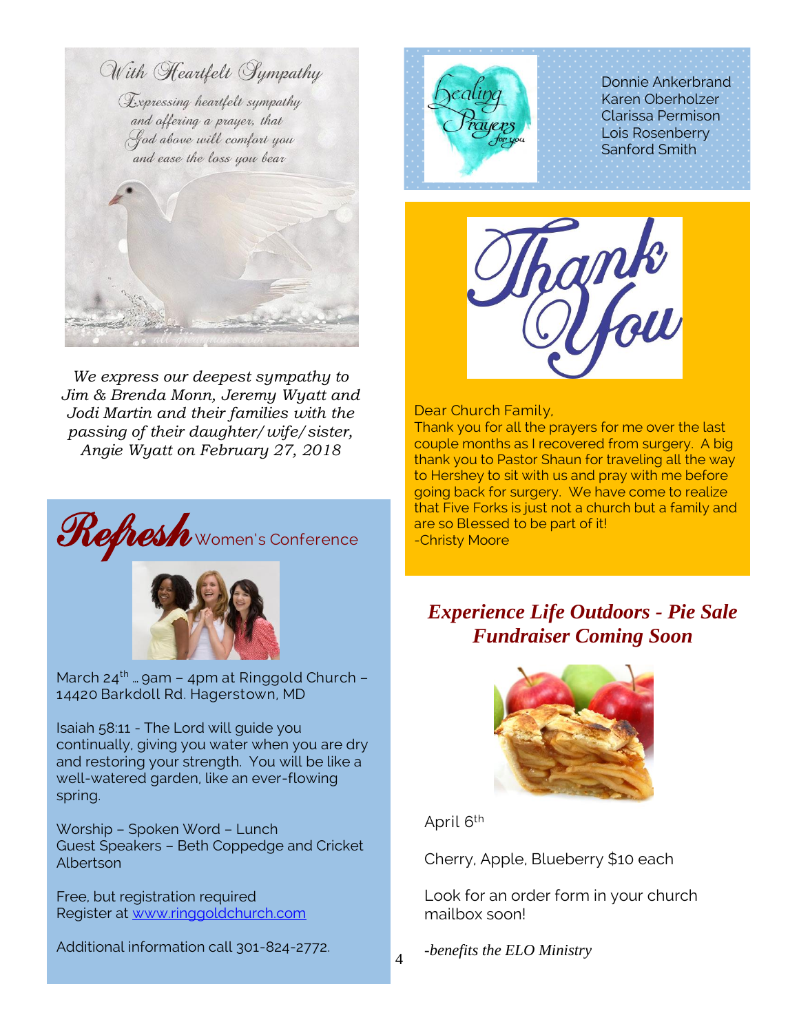With Heartfelt Sympathy

Expressing heartfelt sympathy and offering a prayer, that God above will comfort you and ease the loss you bear

*We express our deepest sympathy to Jim & Brenda Monn, Jeremy Wyatt and Jodi Martin and their families with the passing of their daughter/wife/sister, Angie Wyatt on February 27, 2018*

## Refresh Women's Conference

March 24th … 9am – 4pm at Ringgold Church – 14420 Barkdoll Rd. Hagerstown, MD

Isaiah 58:11 - The Lord will guide you continually, giving you water when you are dry and restoring your strength. You will be like a well-watered garden, like an ever-flowing spring.

Worship – Spoken Word – Lunch
Guest Speakers – Beth Coppedge and Cricket Albertson

Free, but registration required
Register at www.ringgoldchurch.com

Additional information call 301-824-2772.

## Healing Prayers for you

Donnie Ankerbrand
Karen Oberholzer
Clarissa Permison
Lois Rosenberry
Sanford Smith

## Thank You

Dear Church Family,
Thank you for all the prayers for me over the last couple months as I recovered from surgery. A big thank you to Pastor Shaun for traveling all the way to Hershey to sit with us and pray with me before going back for surgery. We have come to realize that Five Forks is just not a church but a family and are so Blessed to be part of it!
-Christy Moore

## *Experience Life Outdoors - Pie Sale Fundraiser Coming Soon*

April 6th

Cherry, Apple, Blueberry $10 each

Look for an order form in your church mailbox soon!

*-benefits the ELO Ministry*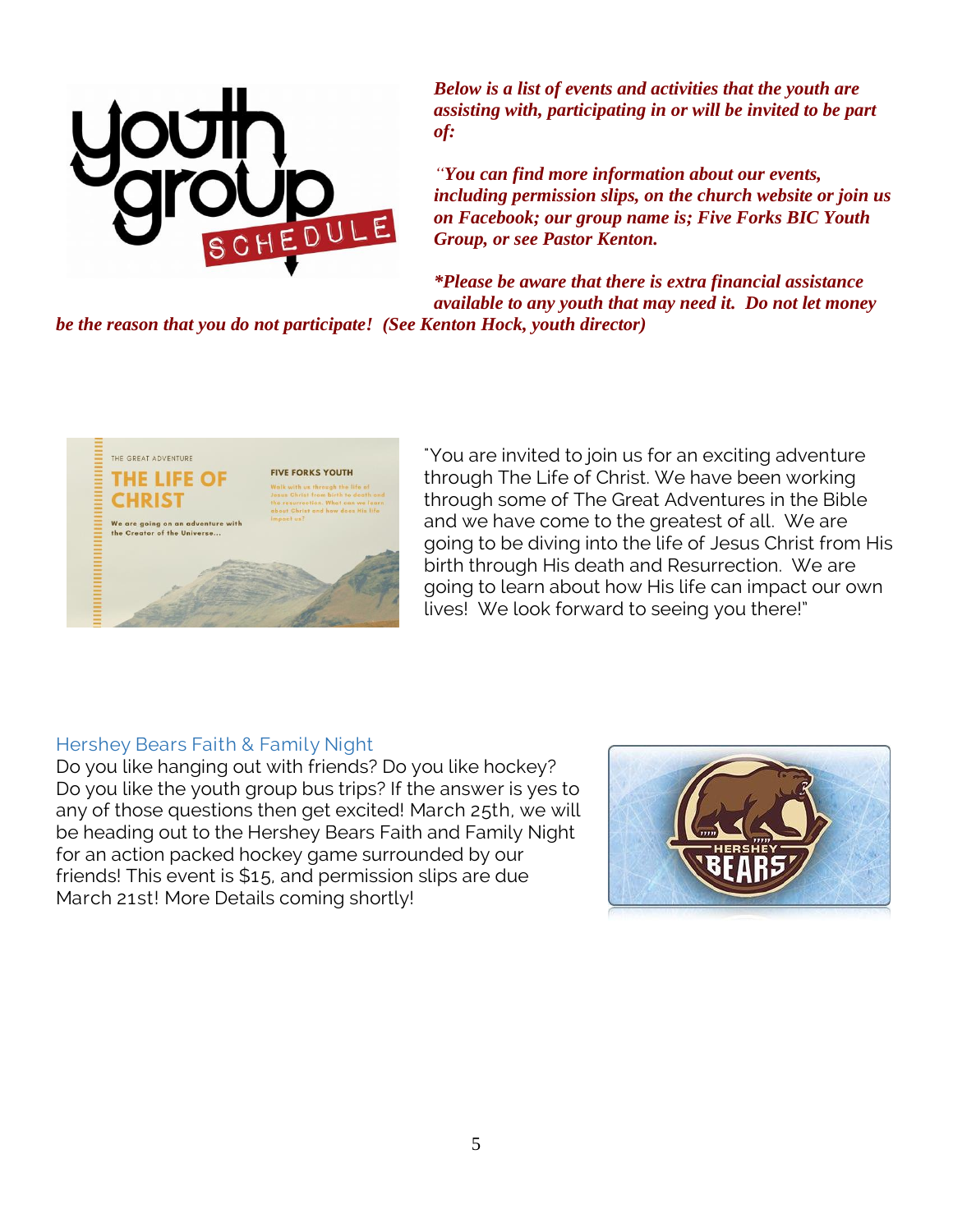***Below is a list of events and activities that the youth are assisting with, participating in or will be invited to be part of:***

***"You can find more information about our events, including permission slips, on the church website or join us on Facebook; our group name is; Five Forks BIC Youth Group, or see Pastor Kenton.***

***\*Please be aware that there is extra financial assistance available to any youth that may need it. Do not let money be the reason that you do not participate! (See Kenton Hock, youth director)***

"You are invited to join us for an exciting adventure through The Life of Christ. We have been working through some of The Great Adventures in the Bible and we have come to the greatest of all. We are going to be diving into the life of Jesus Christ from His birth through His death and Resurrection. We are going to learn about how His life can impact our own lives! We look forward to seeing you there!"

## Hershey Bears Faith & Family Night

Do you like hanging out with friends? Do you like hockey? Do you like the youth group bus trips? If the answer is yes to any of those questions then get excited! March 25th, we will be heading out to the Hershey Bears Faith and Family Night for an action packed hockey game surrounded by our friends! This event is $15, and permission slips are due March 21st! More Details coming shortly!